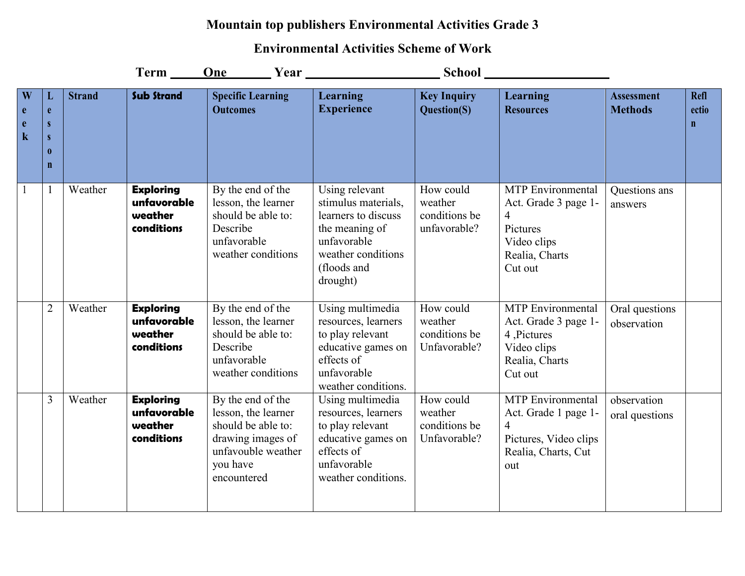# Mountain top publishers Environmental Activities Grade 3

## Environmental Activities Scheme of Work

**Term \_\_\_\_\_One\_\_\_\_\_\_\_ Year \_\_\_\_\_\_\_\_\_\_\_\_\_\_\_\_\_\_\_\_\_\_ School \_\_\_\_\_\_\_\_\_\_\_\_\_\_\_\_\_\_\_\_**

| Week | Lesson | Strand | Sub Strand | Specific Learning Outcomes | Learning Experience | Key Inquiry Question(S) | Learning Resources | Assessment Methods | Reflection |
|---|---|---|---|---|---|---|---|---|---|
| 1 | 1 | Weather | **Exploring unfavorable weather conditions** | By the end of the lesson, the learner should be able to: Describe unfavorable weather conditions | Using relevant stimulus materials, learners to discuss the meaning of unfavorable weather conditions (floods and drought) | How could weather conditions be unfavorable? | MTP Environmental Act. Grade 3 page 1-4<br>Pictures<br>Video clips<br>Realia, Charts<br>Cut out | Questions ans answers | |
| | 2 | Weather | **Exploring unfavorable weather conditions** | By the end of the lesson, the learner should be able to: Describe unfavorable weather conditions | Using multimedia resources, learners to play relevant educative games on effects of unfavorable weather conditions. | How could weather conditions be Unfavorable? | MTP Environmental Act. Grade 3 page 1-4 ,Pictures<br>Video clips<br>Realia, Charts<br>Cut out | Oral questions observation | |
| | 3 | Weather | **Exploring unfavorable weather conditions** | By the end of the lesson, the learner should be able to: drawing images of unfavouble weather you have encountered | Using multimedia resources, learners to play relevant educative games on effects of unfavorable weather conditions. | How could weather conditions be Unfavorable? | MTP Environmental Act. Grade 1 page 1-4<br>Pictures, Video clips<br>Realia, Charts, Cut out | observation oral questions | |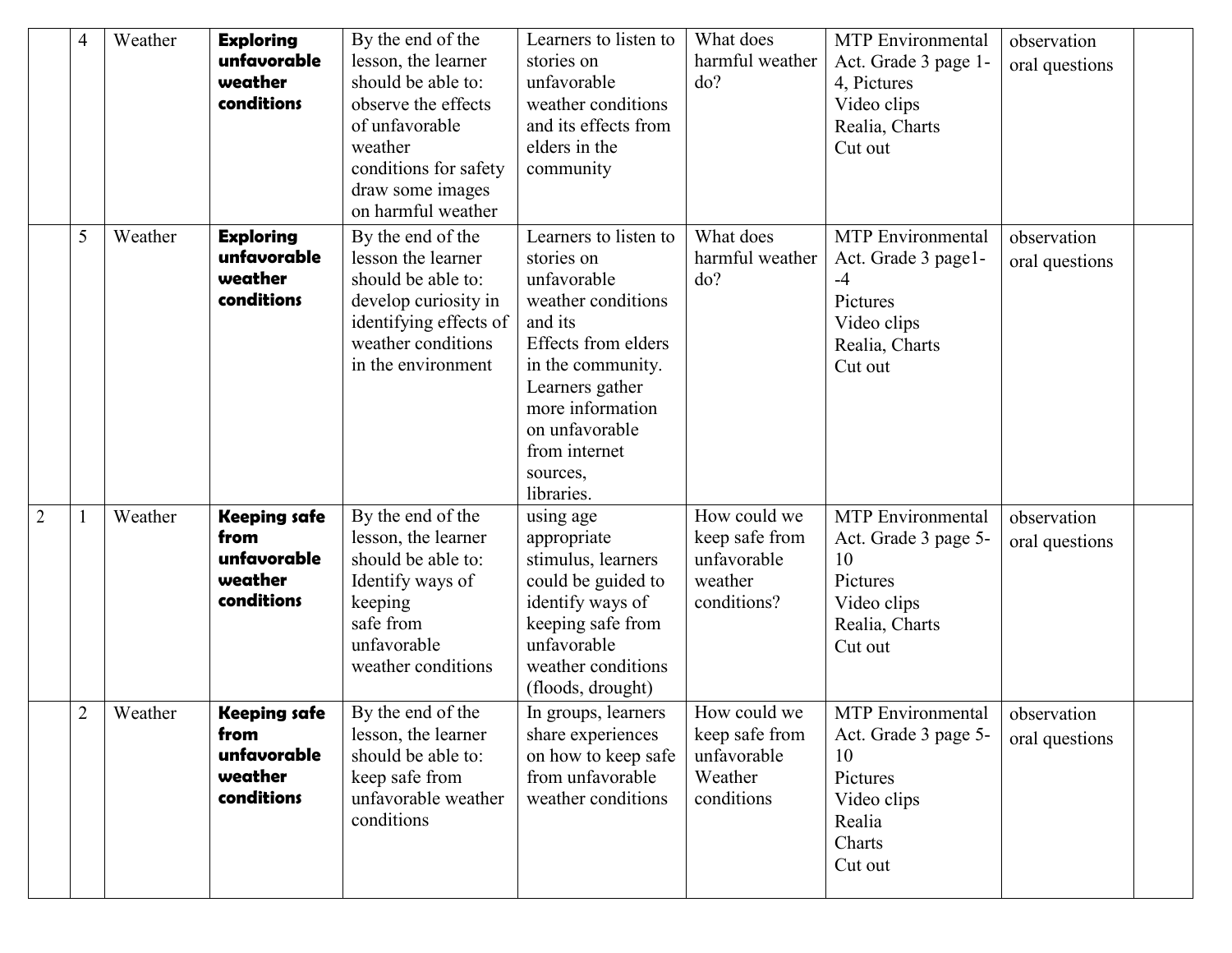|  |  |  |  |  |  |  |  |  |  |
|---|---|---|---|---|---|---|---|---|---|
|  | 4 | Weather | **Exploring unfavorable weather conditions** | By the end of the lesson, the learner should be able to: observe the effects of unfavorable weather conditions for safety draw some images on harmful weather | Learners to listen to stories on unfavorable weather conditions and its effects from elders in the community | What does harmful weather do? | MTP Environmental Act. Grade 3 page 1-4, Pictures Video clips Realia, Charts Cut out | observation oral questions |  |
|  | 5 | Weather | **Exploring unfavorable weather conditions** | By the end of the lesson the learner should be able to: develop curiosity in identifying effects of weather conditions in the environment | Learners to listen to stories on unfavorable weather conditions and its Effects from elders in the community. Learners gather more information on unfavorable from internet sources, libraries. | What does harmful weather do? | MTP Environmental Act. Grade 3 page1--4 Pictures Video clips Realia, Charts Cut out | observation oral questions |  |
| 2 | 1 | Weather | **Keeping safe from unfavorable weather conditions** | By the end of the lesson, the learner should be able to: Identify ways of keeping safe from unfavorable weather conditions | using age appropriate stimulus, learners could be guided to identify ways of keeping safe from unfavorable weather conditions (floods, drought) | How could we keep safe from unfavorable weather conditions? | MTP Environmental Act. Grade 3 page 5-10 Pictures Video clips Realia, Charts Cut out | observation oral questions |  |
|  | 2 | Weather | **Keeping safe from unfavorable weather conditions** | By the end of the lesson, the learner should be able to: keep safe from unfavorable weather conditions | In groups, learners share experiences on how to keep safe from unfavorable weather conditions | How could we keep safe from unfavorable Weather conditions | MTP Environmental Act. Grade 3 page 5-10 Pictures Video clips Realia Charts Cut out | observation oral questions |  |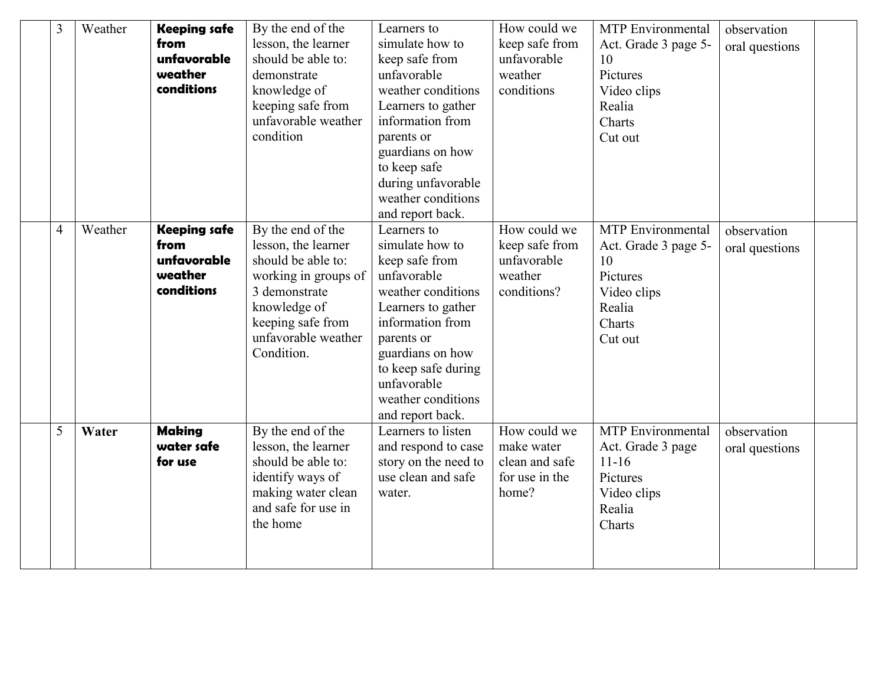|  | 3 | Weather | **Keeping safe from unfavorable weather conditions** | By the end of the lesson, the learner should be able to: demonstrate knowledge of keeping safe from unfavorable weather condition | Learners to simulate how to keep safe from unfavorable weather conditions Learners to gather information from parents or guardians on how to keep safe during unfavorable weather conditions and report back. | How could we keep safe from unfavorable weather conditions | MTP Environmental Act. Grade 3 page 5-10 Pictures Video clips Realia Charts Cut out | observation oral questions |  |
|---|---|---|---|---|---|---|---|---|---|
|  | 4 | Weather | **Keeping safe from unfavorable weather conditions** | By the end of the lesson, the learner should be able to: working in groups of 3 demonstrate knowledge of keeping safe from unfavorable weather Condition. | Learners to simulate how to keep safe from unfavorable weather conditions Learners to gather information from parents or guardians on how to keep safe during unfavorable weather conditions and report back. | How could we keep safe from unfavorable weather conditions? | MTP Environmental Act. Grade 3 page 5-10 Pictures Video clips Realia Charts Cut out | observation oral questions |  |
|  | 5 | **Water** | **Making water safe for use** | By the end of the lesson, the learner should be able to: identify ways of making water clean and safe for use in the home | Learners to listen and respond to case story on the need to use clean and safe water. | How could we make water clean and safe for use in the home? | MTP Environmental Act. Grade 3 page 11-16 Pictures Video clips Realia Charts | observation oral questions |  |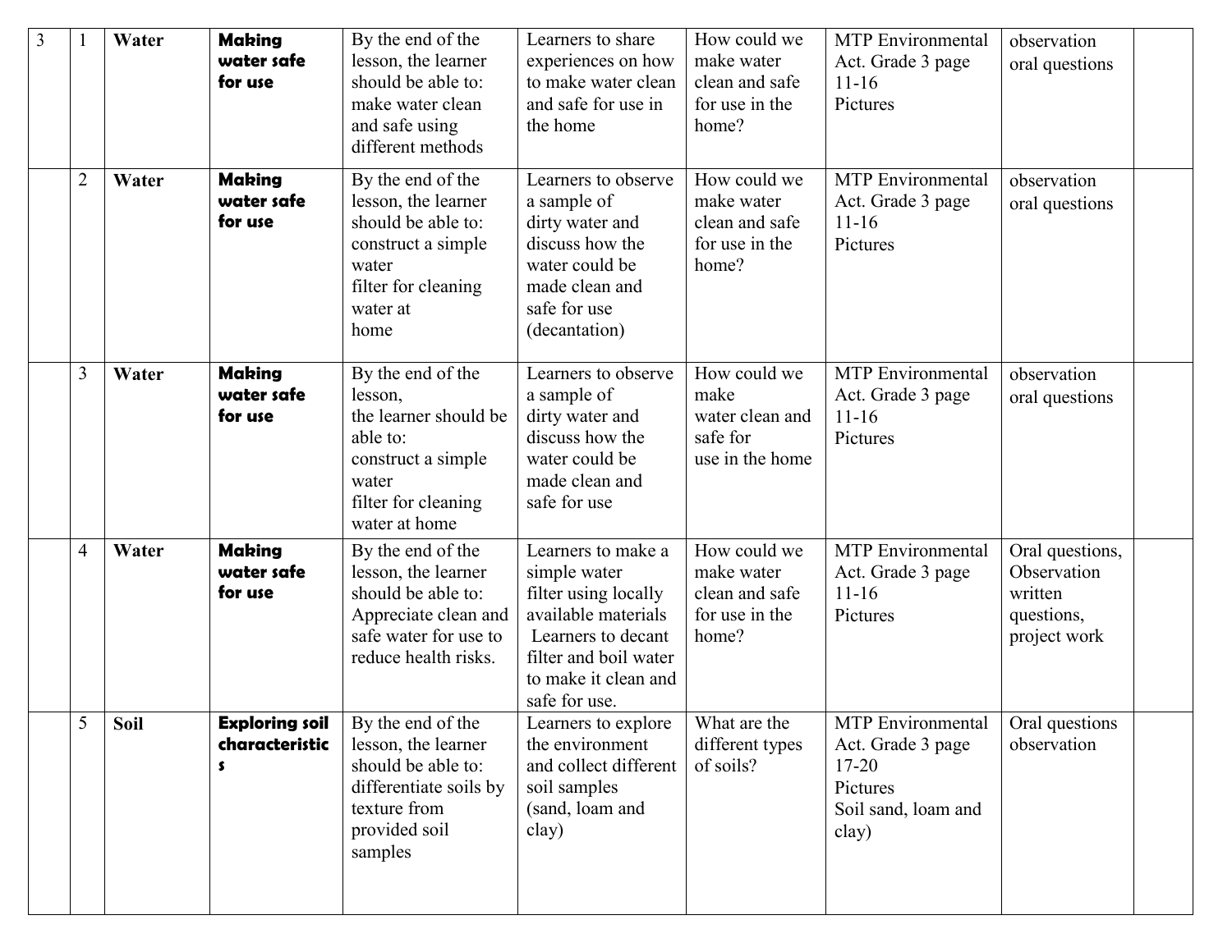| 3 | 1 | Water | **Making water safe for use** | By the end of the lesson, the learner should be able to: make water clean and safe using different methods | Learners to share experiences on how to make water clean and safe for use in the home | How could we make water clean and safe for use in the home? | MTP Environmental Act. Grade 3 page 11-16 Pictures | observation oral questions | |
|---|---|---|---|---|---|---|---|---|---|
| | 2 | Water | **Making water safe for use** | By the end of the lesson, the learner should be able to: construct a simple water filter for cleaning water at home | Learners to observe a sample of dirty water and discuss how the water could be made clean and safe for use (decantation) | How could we make water clean and safe for use in the home? | MTP Environmental Act. Grade 3 page 11-16 Pictures | observation oral questions | |
| | 3 | Water | **Making water safe for use** | By the end of the lesson, the learner should be able to: construct a simple water filter for cleaning water at home | Learners to observe a sample of dirty water and discuss how the water could be made clean and safe for use | How could we make water clean and safe for use in the home | MTP Environmental Act. Grade 3 page 11-16 Pictures | observation oral questions | |
| | 4 | Water | **Making water safe for use** | By the end of the lesson, the learner should be able to: Appreciate clean and safe water for use to reduce health risks. | Learners to make a simple water filter using locally available materials Learners to decant filter and boil water to make it clean and safe for use. | How could we make water clean and safe for use in the home? | MTP Environmental Act. Grade 3 page 11-16 Pictures | Oral questions, Observation written questions, project work | |
| | 5 | Soil | **Exploring soil characteristics** | By the end of the lesson, the learner should be able to: differentiate soils by texture from provided soil samples | Learners to explore the environment and collect different soil samples (sand, loam and clay) | What are the different types of soils? | MTP Environmental Act. Grade 3 page 17-20 Pictures Soil sand, loam and clay) | Oral questions observation | |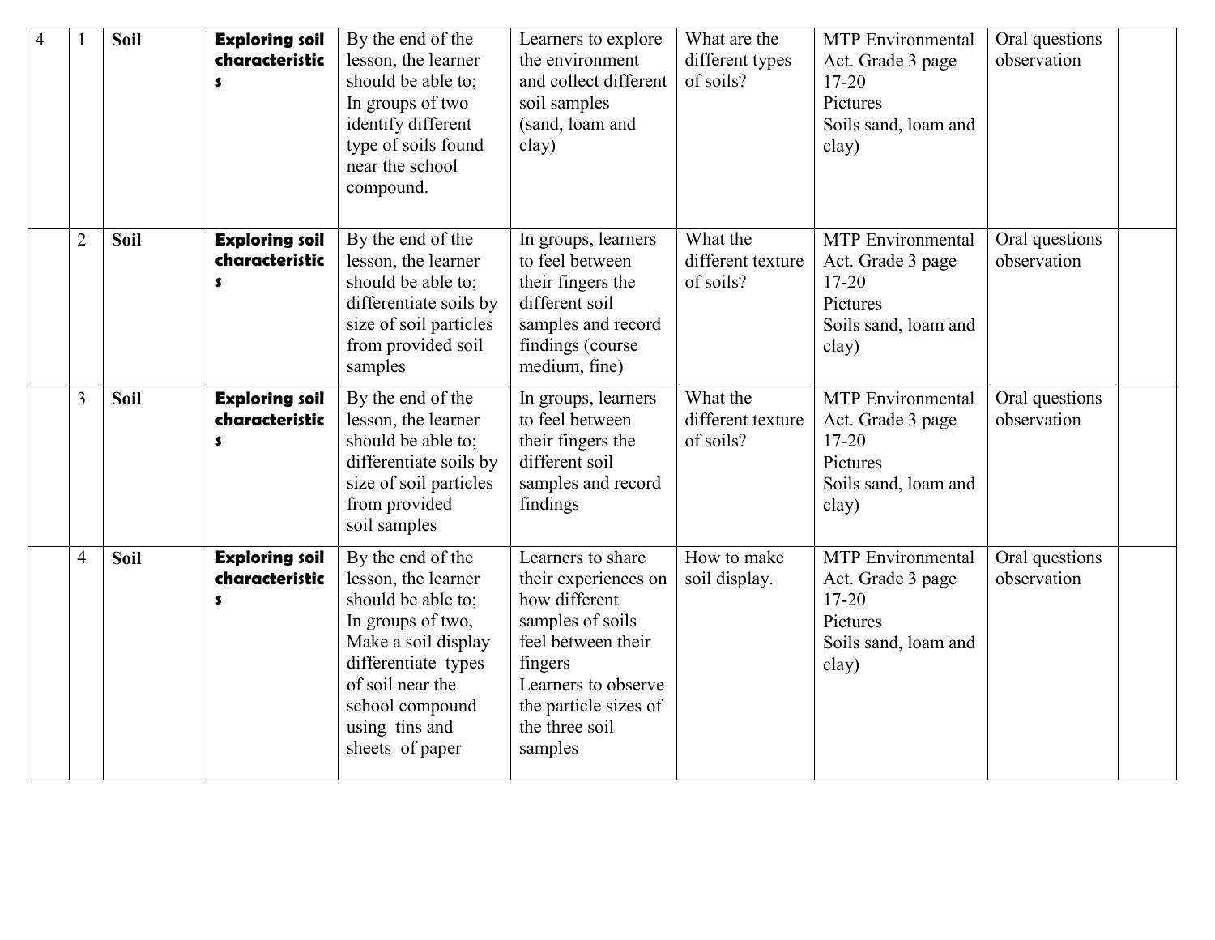| 4 | 1 | **Soil** | **Exploring soil characteristics** | By the end of the lesson, the learner should be able to; In groups of two identify different type of soils found near the school compound. | Learners to explore the environment and collect different soil samples (sand, loam and clay) | What are the different types of soils? | MTP Environmental Act. Grade 3 page 17-20 Pictures Soils sand, loam and clay) | Oral questions observation | |
|---|---|---|---|---|---|---|---|---|---|
| | 2 | **Soil** | **Exploring soil characteristics** | By the end of the lesson, the learner should be able to; differentiate soils by size of soil particles from provided soil samples | In groups, learners to feel between their fingers the different soil samples and record findings (course medium, fine) | What the different texture of soils? | MTP Environmental Act. Grade 3 page 17-20 Pictures Soils sand, loam and clay) | Oral questions observation | |
| | 3 | **Soil** | **Exploring soil characteristics** | By the end of the lesson, the learner should be able to; differentiate soils by size of soil particles from provided soil samples | In groups, learners to feel between their fingers the different soil samples and record findings | What the different texture of soils? | MTP Environmental Act. Grade 3 page 17-20 Pictures Soils sand, loam and clay) | Oral questions observation | |
| | 4 | **Soil** | **Exploring soil characteristics** | By the end of the lesson, the learner should be able to; In groups of two, Make a soil display differentiate types of soil near the school compound using tins and sheets of paper | Learners to share their experiences on how different samples of soils feel between their fingers Learners to observe the particle sizes of the three soil samples | How to make soil display. | MTP Environmental Act. Grade 3 page 17-20 Pictures Soils sand, loam and clay) | Oral questions observation | |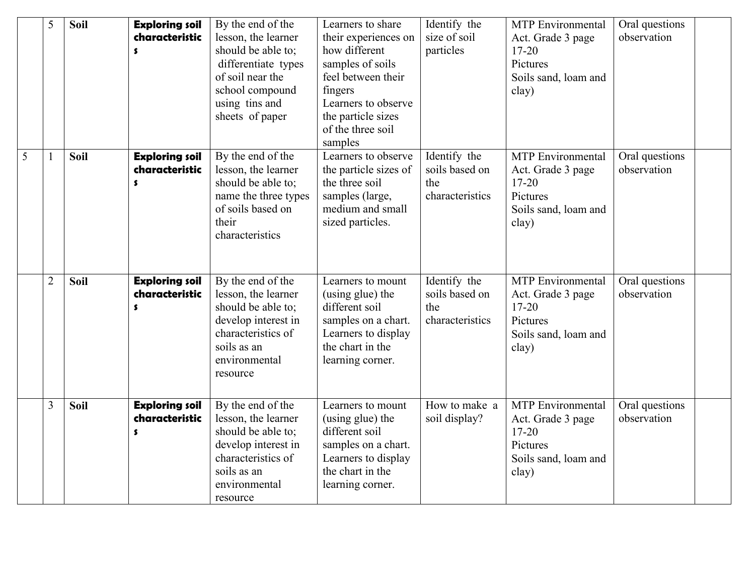| | | | | | | | | | |
|---|---|---|---|---|---|---|---|---|---|
| | 5 | **Soil** | **Exploring soil characteristics** | By the end of the lesson, the learner should be able to; differentiate types of soil near the school compound using tins and sheets of paper | Learners to share their experiences on how different samples of soils feel between their fingers<br>Learners to observe the particle sizes of the three soil samples | Identify the size of soil particles | MTP Environmental Act. Grade 3 page 17-20<br>Pictures<br>Soils sand, loam and clay) | Oral questions observation | |
| 5 | 1 | **Soil** | **Exploring soil characteristics** | By the end of the lesson, the learner should be able to; name the three types of soils based on their characteristics | Learners to observe the particle sizes of the three soil samples (large, medium and small sized particles. | Identify the soils based on the characteristics | MTP Environmental Act. Grade 3 page 17-20<br>Pictures<br>Soils sand, loam and clay) | Oral questions observation | |
| | 2 | **Soil** | **Exploring soil characteristics** | By the end of the lesson, the learner should be able to; develop interest in characteristics of soils as an environmental resource | Learners to mount (using glue) the different soil samples on a chart.<br>Learners to display the chart in the learning corner. | Identify the soils based on the characteristics | MTP Environmental Act. Grade 3 page 17-20<br>Pictures<br>Soils sand, loam and clay) | Oral questions observation | |
| | 3 | **Soil** | **Exploring soil characteristics** | By the end of the lesson, the learner should be able to; develop interest in characteristics of soils as an environmental resource | Learners to mount (using glue) the different soil samples on a chart.<br>Learners to display the chart in the learning corner. | How to make a soil display? | MTP Environmental Act. Grade 3 page 17-20<br>Pictures<br>Soils sand, loam and clay) | Oral questions observation | |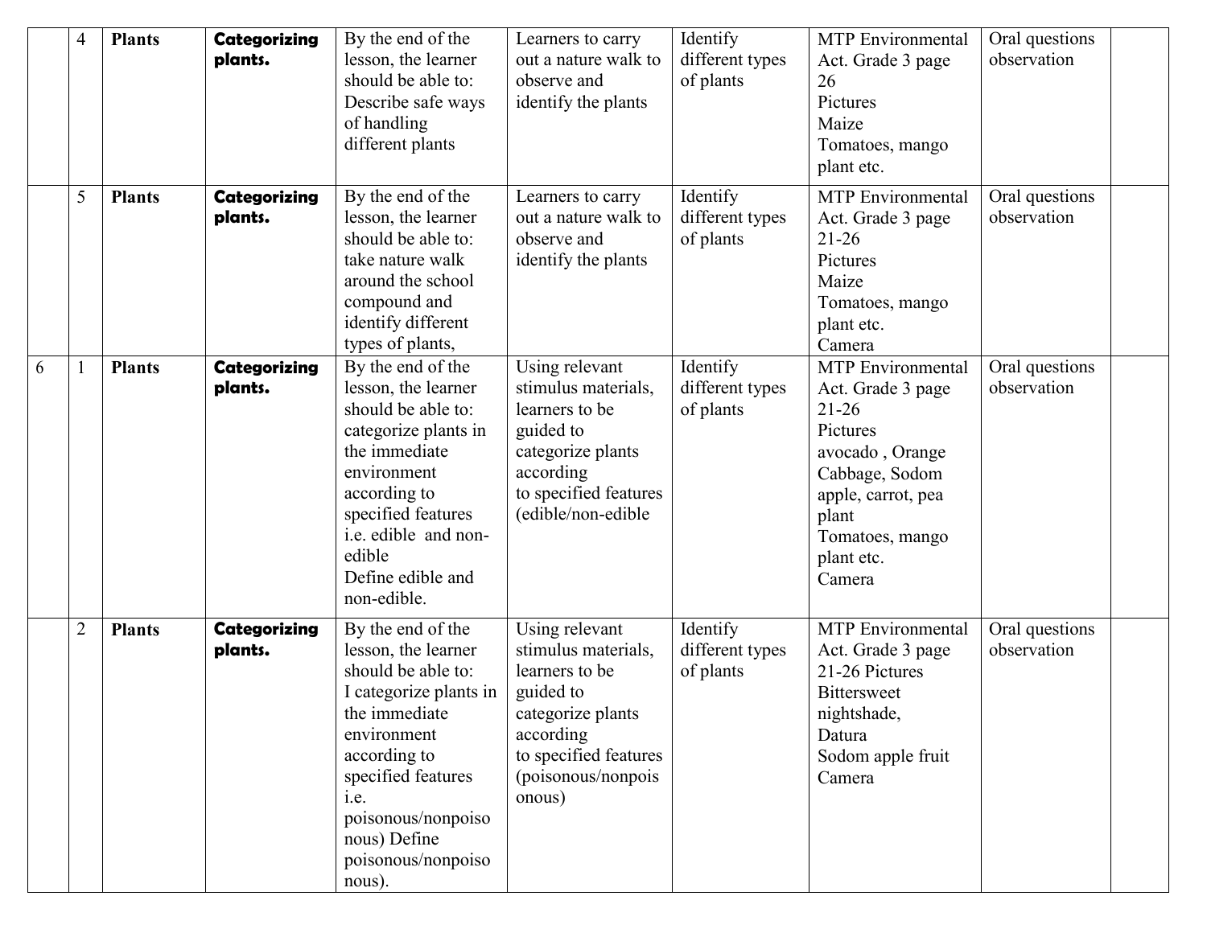| | | | | | | | | | |
|---|---|---|---|---|---|---|---|---|---|
| | 4 | **Plants** | **Categorizing plants.** | By the end of the lesson, the learner should be able to: Describe safe ways of handling different plants | Learners to carry out a nature walk to observe and identify the plants | Identify different types of plants | MTP Environmental Act. Grade 3 page 26 Pictures Maize Tomatoes, mango plant etc. | Oral questions observation | |
| | 5 | **Plants** | **Categorizing plants.** | By the end of the lesson, the learner should be able to: take nature walk around the school compound and identify different types of plants, | Learners to carry out a nature walk to observe and identify the plants | Identify different types of plants | MTP Environmental Act. Grade 3 page 21-26 Pictures Maize Tomatoes, mango plant etc. Camera | Oral questions observation | |
| 6 | 1 | **Plants** | **Categorizing plants.** | By the end of the lesson, the learner should be able to: categorize plants in the immediate environment according to specified features i.e. edible and non-edible Define edible and non-edible. | Using relevant stimulus materials, learners to be guided to categorize plants according to specified features (edible/non-edible | Identify different types of plants | MTP Environmental Act. Grade 3 page 21-26 Pictures avocado , Orange Cabbage, Sodom apple, carrot, pea plant Tomatoes, mango plant etc. Camera | Oral questions observation | |
| | 2 | **Plants** | **Categorizing plants.** | By the end of the lesson, the learner should be able to: I categorize plants in the immediate environment according to specified features i.e. poisonous/nonpoisonous) Define poisonous/nonpoisonous). | Using relevant stimulus materials, learners to be guided to categorize plants according to specified features (poisonous/nonpoisonous) | Identify different types of plants | MTP Environmental Act. Grade 3 page 21-26 Pictures Bittersweet nightshade, Datura Sodom apple fruit Camera | Oral questions observation | |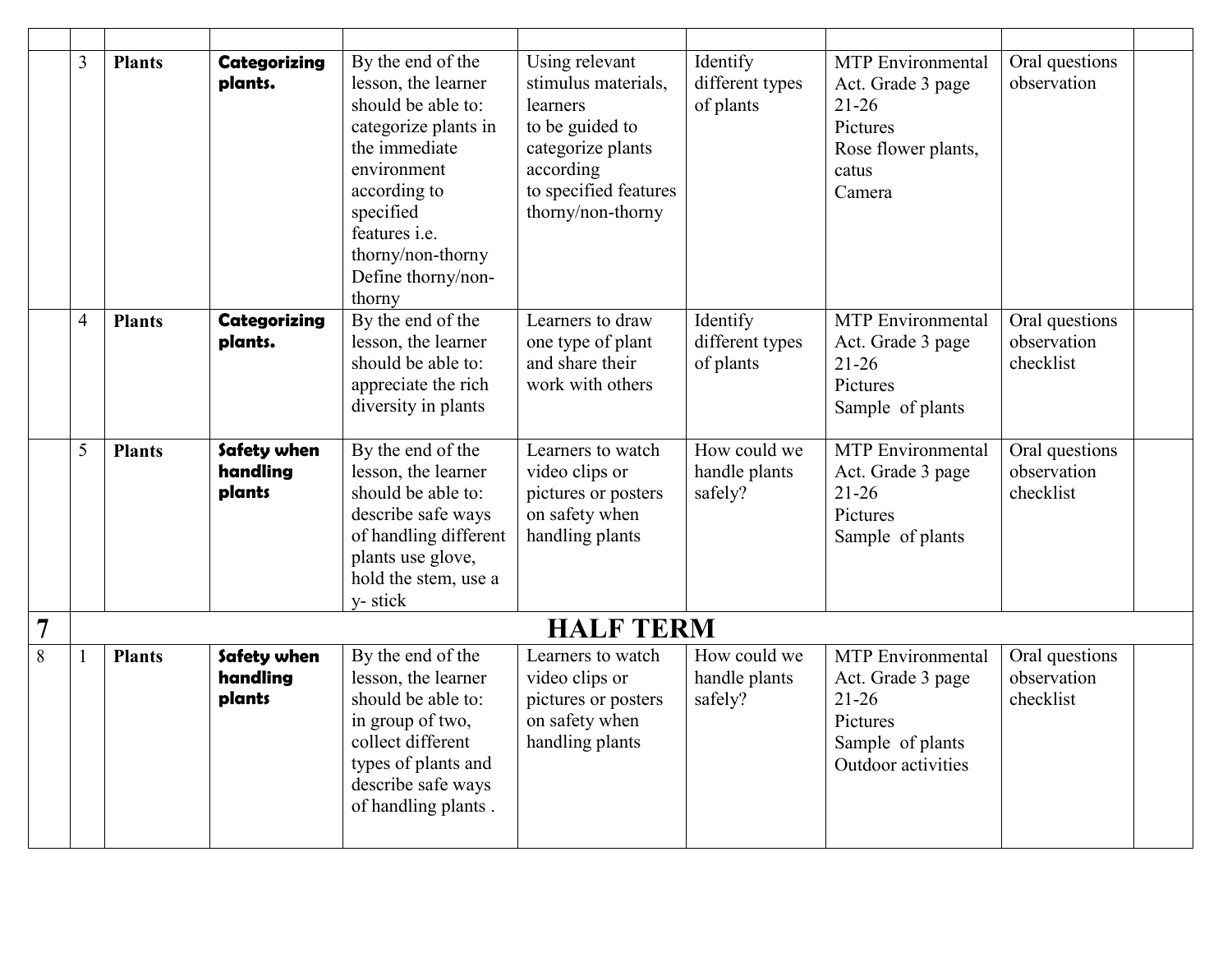| | | | | | | | | | |
|---|---|---|---|---|---|---|---|---|---|
| | 3 | **Plants** | **Categorizing plants.** | By the end of the lesson, the learner should be able to: categorize plants in the immediate environment according to specified features i.e. thorny/non-thorny Define thorny/non-thorny | Using relevant stimulus materials, learners to be guided to categorize plants according to specified features thorny/non-thorny | Identify different types of plants | MTP Environmental Act. Grade 3 page 21-26 Pictures Rose flower plants, catus Camera | Oral questions observation | |
| | 4 | **Plants** | **Categorizing plants.** | By the end of the lesson, the learner should be able to: appreciate the rich diversity in plants | Learners to draw one type of plant and share their work with others | Identify different types of plants | MTP Environmental Act. Grade 3 page 21-26 Pictures Sample of plants | Oral questions observation checklist | |
| | 5 | **Plants** | **Safety when handling plants** | By the end of the lesson, the learner should be able to: describe safe ways of handling different plants use glove, hold the stem, use a y- stick | Learners to watch video clips or pictures or posters on safety when handling plants | How could we handle plants safely? | MTP Environmental Act. Grade 3 page 21-26 Pictures Sample of plants | Oral questions observation checklist | |
| **7** | **HALF TERM** | | | | | | | | |
| 8 | 1 | **Plants** | **Safety when handling plants** | By the end of the lesson, the learner should be able to: in group of two, collect different types of plants and describe safe ways of handling plants . | Learners to watch video clips or pictures or posters on safety when handling plants | How could we handle plants safely? | MTP Environmental Act. Grade 3 page 21-26 Pictures Sample of plants Outdoor activities | Oral questions observation checklist | |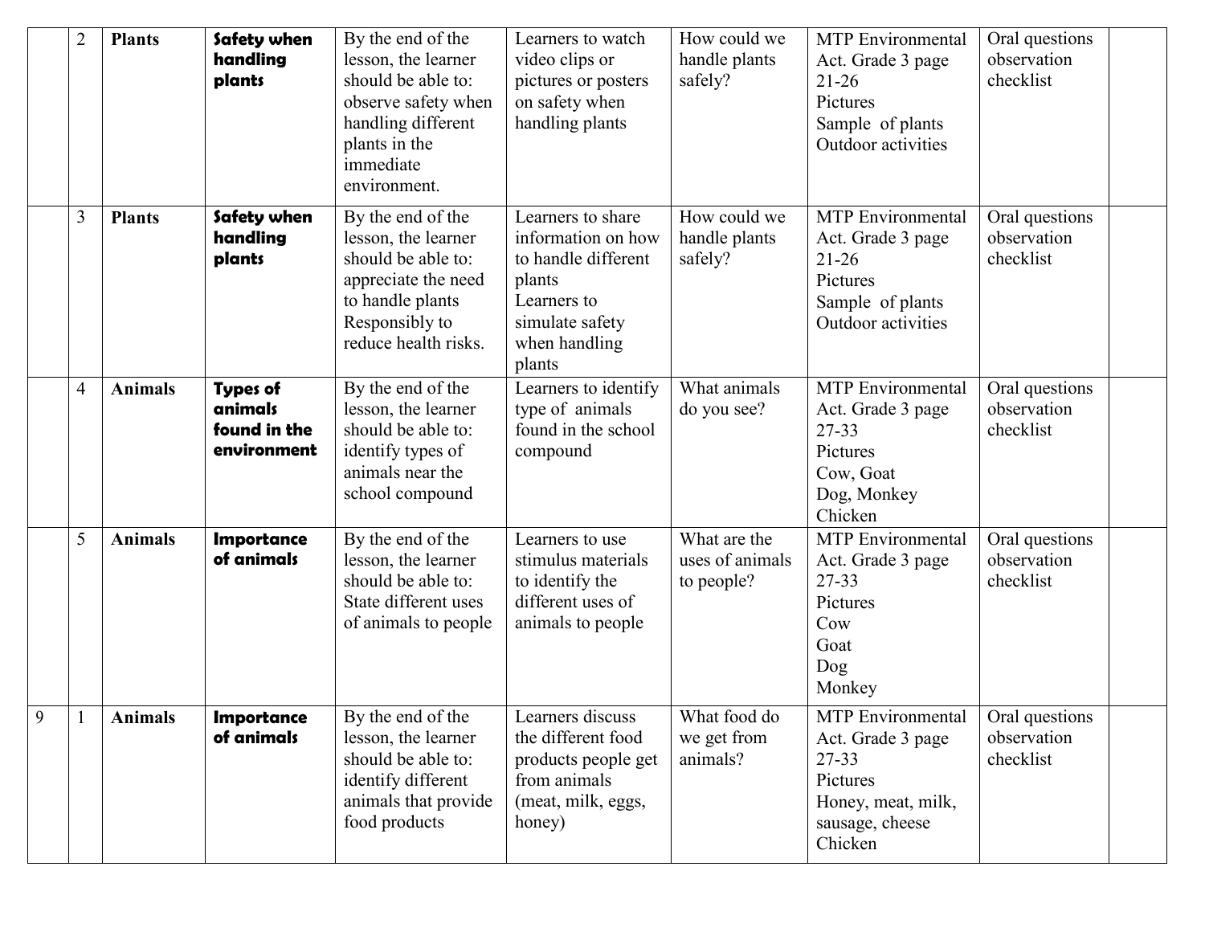| | 2 | **Plants** | **Safety when handling plants** | By the end of the lesson, the learner should be able to: observe safety when handling different plants in the immediate environment. | Learners to watch video clips or pictures or posters on safety when handling plants | How could we handle plants safely? | MTP Environmental Act. Grade 3 page 21-26<br>Pictures<br>Sample of plants<br>Outdoor activities | Oral questions observation checklist | |
|---|---|---|---|---|---|---|---|---|---|
| | 3 | **Plants** | **Safety when handling plants** | By the end of the lesson, the learner should be able to: appreciate the need to handle plants Responsibly to reduce health risks. | Learners to share information on how to handle different plants<br>Learners to simulate safety when handling plants | How could we handle plants safely? | MTP Environmental Act. Grade 3 page 21-26<br>Pictures<br>Sample of plants<br>Outdoor activities | Oral questions observation checklist | |
| | 4 | **Animals** | **Types of animals found in the environment** | By the end of the lesson, the learner should be able to: identify types of animals near the school compound | Learners to identify type of animals found in the school compound | What animals do you see? | MTP Environmental Act. Grade 3 page 27-33<br>Pictures<br>Cow, Goat<br>Dog, Monkey<br>Chicken | Oral questions observation checklist | |
| | 5 | **Animals** | **Importance of animals** | By the end of the lesson, the learner should be able to: State different uses of animals to people | Learners to use stimulus materials to identify the different uses of animals to people | What are the uses of animals to people? | MTP Environmental Act. Grade 3 page 27-33<br>Pictures<br>Cow<br>Goat<br>Dog<br>Monkey | Oral questions observation checklist | |
| 9 | 1 | **Animals** | **Importance of animals** | By the end of the lesson, the learner should be able to: identify different animals that provide food products | Learners discuss the different food products people get from animals (meat, milk, eggs, honey) | What food do we get from animals? | MTP Environmental Act. Grade 3 page 27-33<br>Pictures<br>Honey, meat, milk, sausage, cheese<br>Chicken | Oral questions observation checklist | |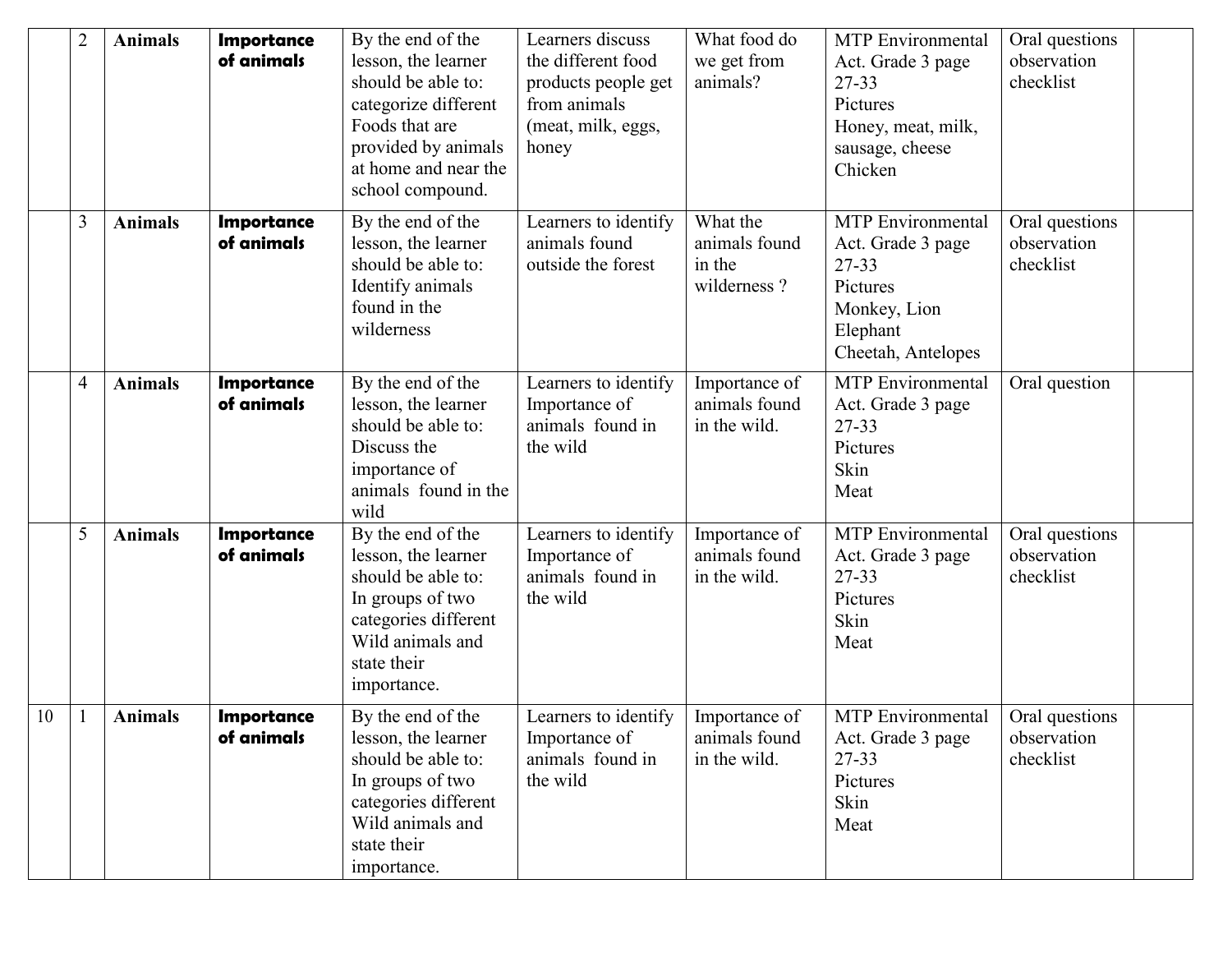|  | 2 | **Animals** | **Importance of animals** | By the end of the lesson, the learner should be able to: categorize different Foods that are provided by animals at home and near the school compound. | Learners discuss the different food products people get from animals (meat, milk, eggs, honey | What food do we get from animals? | MTP Environmental Act. Grade 3 page 27-33<br>Pictures<br>Honey, meat, milk, sausage, cheese<br>Chicken | Oral questions observation checklist |  |
|---|---|---|---|---|---|---|---|---|---|
|  | 3 | **Animals** | **Importance of animals** | By the end of the lesson, the learner should be able to: Identify animals found in the wilderness | Learners to identify animals found outside the forest | What the animals found in the wilderness ? | MTP Environmental Act. Grade 3 page 27-33<br>Pictures<br>Monkey, Lion<br>Elephant<br>Cheetah, Antelopes | Oral questions observation checklist |  |
|  | 4 | **Animals** | **Importance of animals** | By the end of the lesson, the learner should be able to: Discuss the importance of animals found in the wild | Learners to identify Importance of animals found in the wild | Importance of animals found in the wild. | MTP Environmental Act. Grade 3 page 27-33<br>Pictures<br>Skin<br>Meat | Oral question |  |
|  | 5 | **Animals** | **Importance of animals** | By the end of the lesson, the learner should be able to: In groups of two categories different Wild animals and state their importance. | Learners to identify Importance of animals found in the wild | Importance of animals found in the wild. | MTP Environmental Act. Grade 3 page 27-33<br>Pictures<br>Skin<br>Meat | Oral questions observation checklist |  |
| 10 | 1 | **Animals** | **Importance of animals** | By the end of the lesson, the learner should be able to: In groups of two categories different Wild animals and state their importance. | Learners to identify Importance of animals found in the wild | Importance of animals found in the wild. | MTP Environmental Act. Grade 3 page 27-33<br>Pictures<br>Skin<br>Meat | Oral questions observation checklist |  |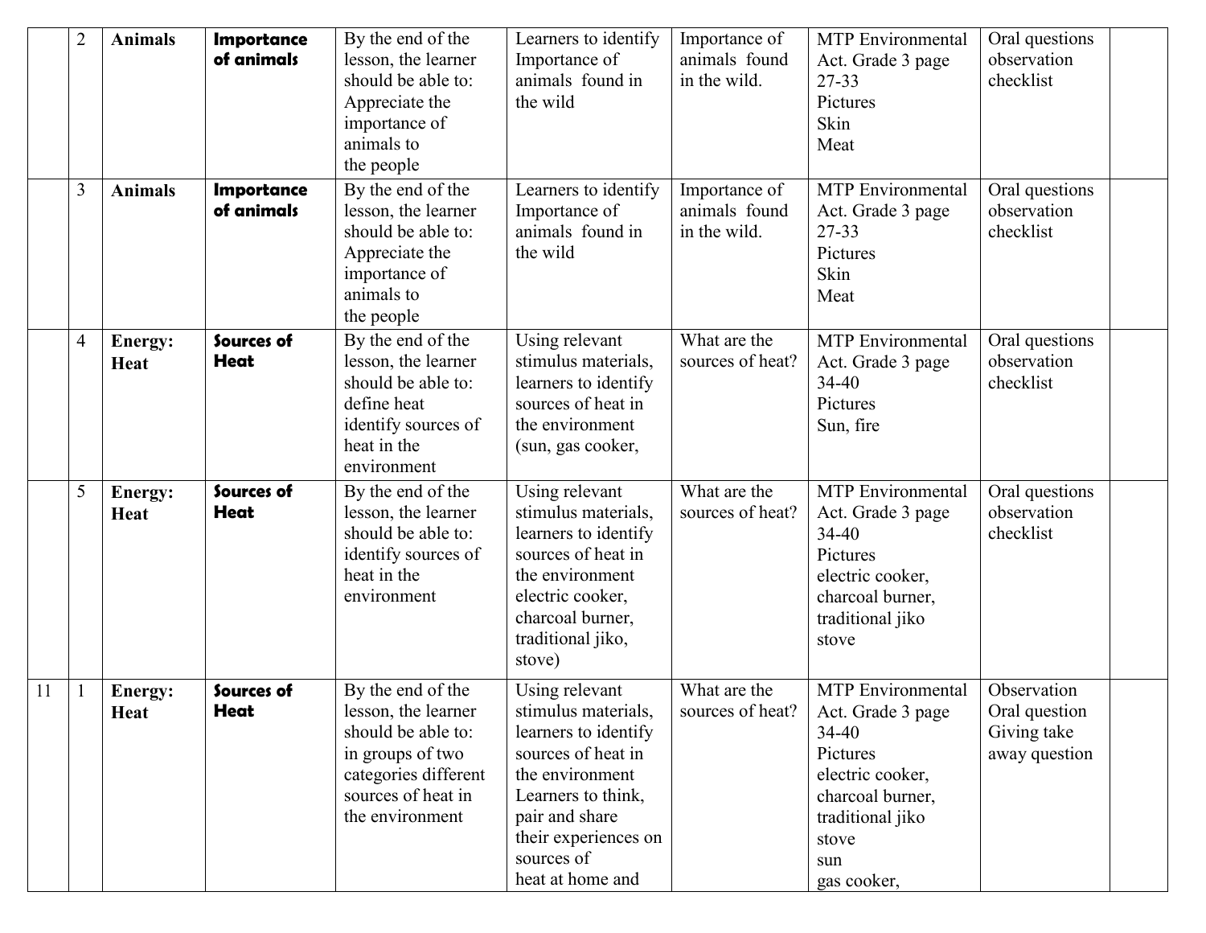| | 2 | **Animals** | **Importance of animals** | By the end of the lesson, the learner should be able to: Appreciate the importance of animals to the people | Learners to identify Importance of animals found in the wild | Importance of animals found in the wild. | MTP Environmental Act. Grade 3 page 27-33 Pictures Skin Meat | Oral questions observation checklist | |
|---|---|---|---|---|---|---|---|---|---|
| | 3 | **Animals** | **Importance of animals** | By the end of the lesson, the learner should be able to: Appreciate the importance of animals to the people | Learners to identify Importance of animals found in the wild | Importance of animals found in the wild. | MTP Environmental Act. Grade 3 page 27-33 Pictures Skin Meat | Oral questions observation checklist | |
| | 4 | **Energy: Heat** | **Sources of Heat** | By the end of the lesson, the learner should be able to: define heat identify sources of heat in the environment | Using relevant stimulus materials, learners to identify sources of heat in the environment (sun, gas cooker, | What are the sources of heat? | MTP Environmental Act. Grade 3 page 34-40 Pictures Sun, fire | Oral questions observation checklist | |
| | 5 | **Energy: Heat** | **Sources of Heat** | By the end of the lesson, the learner should be able to: identify sources of heat in the environment | Using relevant stimulus materials, learners to identify sources of heat in the environment electric cooker, charcoal burner, traditional jiko, stove) | What are the sources of heat? | MTP Environmental Act. Grade 3 page 34-40 Pictures electric cooker, charcoal burner, traditional jiko stove | Oral questions observation checklist | |
| 11 | 1 | **Energy: Heat** | **Sources of Heat** | By the end of the lesson, the learner should be able to: in groups of two categories different sources of heat in the environment | Using relevant stimulus materials, learners to identify sources of heat in the environment Learners to think, pair and share their experiences on sources of heat at home and | What are the sources of heat? | MTP Environmental Act. Grade 3 page 34-40 Pictures electric cooker, charcoal burner, traditional jiko stove sun gas cooker, | Observation Oral question Giving take away question | |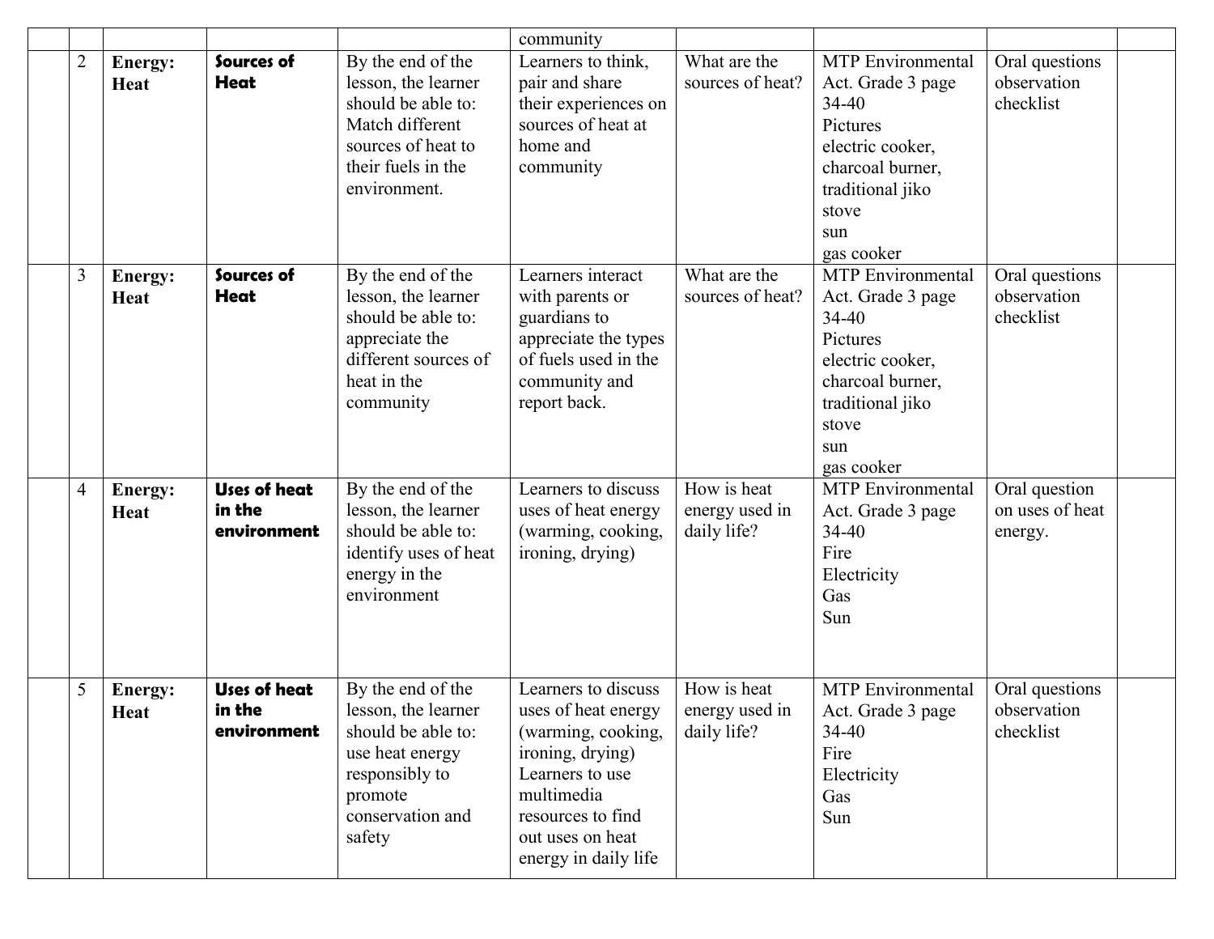| | | | | | community | | | | |
|---|---|---|---|---|---|---|---|---|---|
| | 2 | **Energy: Heat** | **Sources of Heat** | By the end of the lesson, the learner should be able to: Match different sources of heat to their fuels in the environment. | Learners to think, pair and share their experiences on sources of heat at home and community | What are the sources of heat? | MTP Environmental Act. Grade 3 page 34-40 Pictures electric cooker, charcoal burner, traditional jiko stove sun gas cooker | Oral questions observation checklist | |
| | 3 | **Energy: Heat** | **Sources of Heat** | By the end of the lesson, the learner should be able to: appreciate the different sources of heat in the community | Learners interact with parents or guardians to appreciate the types of fuels used in the community and report back. | What are the sources of heat? | MTP Environmental Act. Grade 3 page 34-40 Pictures electric cooker, charcoal burner, traditional jiko stove sun gas cooker | Oral questions observation checklist | |
| | 4 | **Energy: Heat** | **Uses of heat in the environment** | By the end of the lesson, the learner should be able to: identify uses of heat energy in the environment | Learners to discuss uses of heat energy (warming, cooking, ironing, drying) | How is heat energy used in daily life? | MTP Environmental Act. Grade 3 page 34-40 Fire Electricity Gas Sun | Oral question on uses of heat energy. | |
| | 5 | **Energy: Heat** | **Uses of heat in the environment** | By the end of the lesson, the learner should be able to: use heat energy responsibly to promote conservation and safety | Learners to discuss uses of heat energy (warming, cooking, ironing, drying) Learners to use multimedia resources to find out uses on heat energy in daily life | How is heat energy used in daily life? | MTP Environmental Act. Grade 3 page 34-40 Fire Electricity Gas Sun | Oral questions observation checklist | |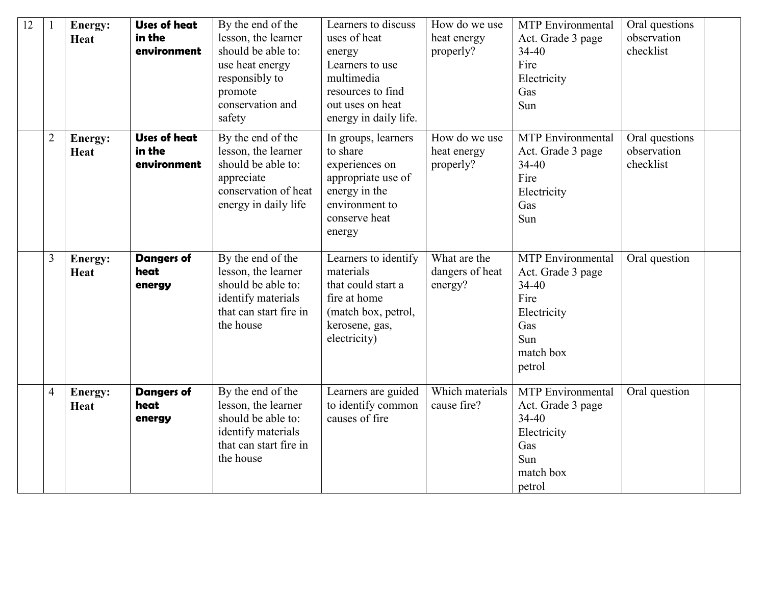| 12 | 1 | **Energy: Heat** | **Uses of heat in the environment** | By the end of the lesson, the learner should be able to: use heat energy responsibly to promote conservation and safety | Learners to discuss uses of heat energy<br>Learners to use multimedia resources to find out uses on heat energy in daily life. | How do we use heat energy properly? | MTP Environmental Act. Grade 3 page 34-40<br>Fire<br>Electricity<br>Gas<br>Sun | Oral questions observation checklist | |
|---|---|---|---|---|---|---|---|---|---|
| | 2 | **Energy: Heat** | **Uses of heat in the environment** | By the end of the lesson, the learner should be able to: appreciate conservation of heat energy in daily life | In groups, learners to share experiences on appropriate use of energy in the environment to conserve heat energy | How do we use heat energy properly? | MTP Environmental Act. Grade 3 page 34-40<br>Fire<br>Electricity<br>Gas<br>Sun | Oral questions observation checklist | |
| | 3 | **Energy: Heat** | **Dangers of heat energy** | By the end of the lesson, the learner should be able to: identify materials that can start fire in the house | Learners to identify materials that could start a fire at home (match box, petrol, kerosene, gas, electricity) | What are the dangers of heat energy? | MTP Environmental Act. Grade 3 page 34-40<br>Fire<br>Electricity<br>Gas<br>Sun<br>match box<br>petrol | Oral question | |
| | 4 | **Energy: Heat** | **Dangers of heat energy** | By the end of the lesson, the learner should be able to: identify materials that can start fire in the house | Learners are guided to identify common causes of fire | Which materials cause fire? | MTP Environmental Act. Grade 3 page 34-40<br>Electricity<br>Gas<br>Sun<br>match box<br>petrol | Oral question | |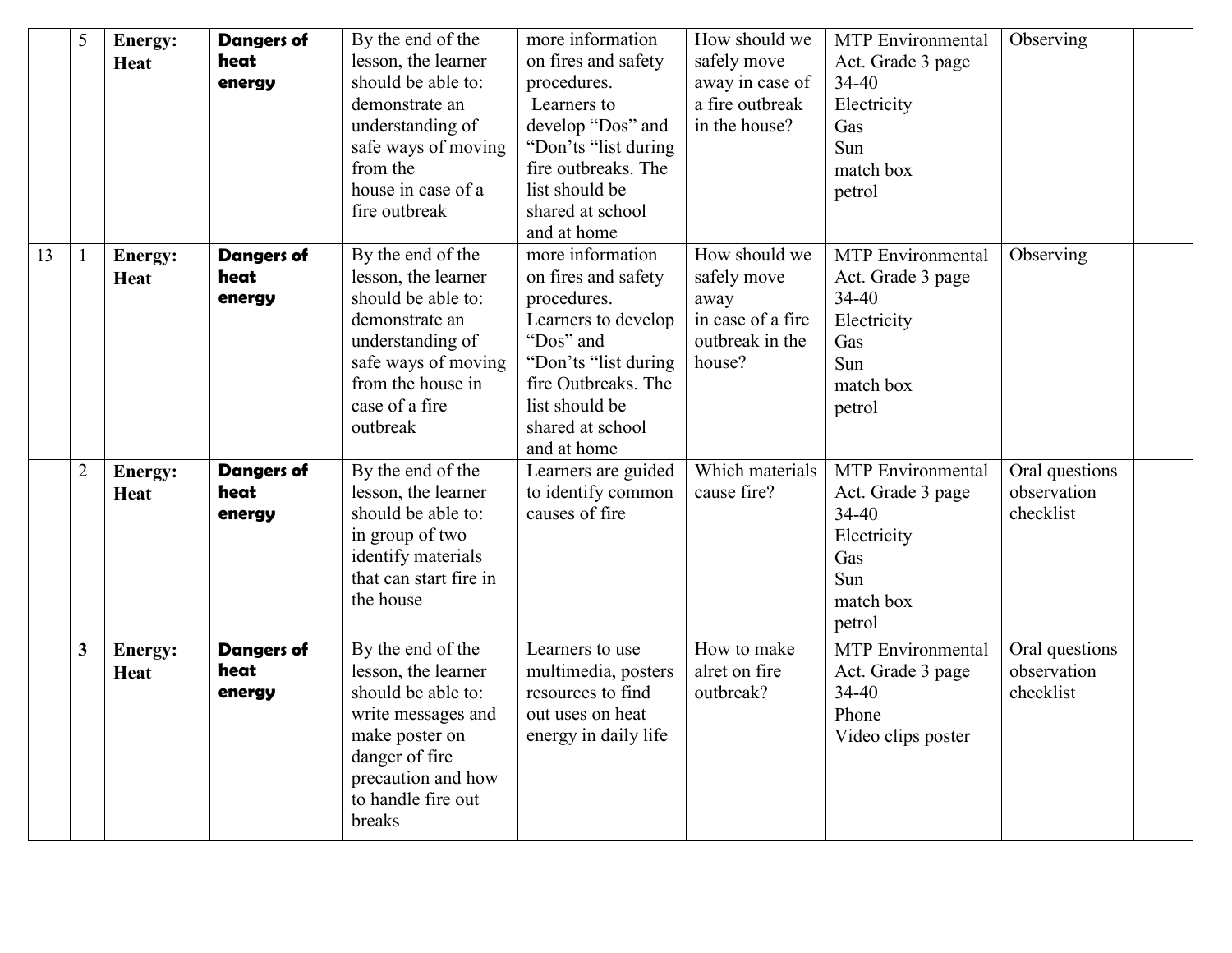| | | | | | | | | | |
|---|---|---|---|---|---|---|---|---|---|
| | 5 | **Energy: Heat** | **Dangers of heat energy** | By the end of the lesson, the learner should be able to: demonstrate an understanding of safe ways of moving from the house in case of a fire outbreak | more information on fires and safety procedures. Learners to develop "Dos" and "Don'ts "list during fire outbreaks. The list should be shared at school and at home | How should we safely move away in case of a fire outbreak in the house? | MTP Environmental Act. Grade 3 page 34-40 Electricity Gas Sun match box petrol | Observing | |
| 13 | 1 | **Energy: Heat** | **Dangers of heat energy** | By the end of the lesson, the learner should be able to: demonstrate an understanding of safe ways of moving from the house in case of a fire outbreak | more information on fires and safety procedures. Learners to develop "Dos" and "Don'ts "list during fire Outbreaks. The list should be shared at school and at home | How should we safely move away in case of a fire outbreak in the house? | MTP Environmental Act. Grade 3 page 34-40 Electricity Gas Sun match box petrol | Observing | |
| | 2 | **Energy: Heat** | **Dangers of heat energy** | By the end of the lesson, the learner should be able to: in group of two identify materials that can start fire in the house | Learners are guided to identify common causes of fire | Which materials cause fire? | MTP Environmental Act. Grade 3 page 34-40 Electricity Gas Sun match box petrol | Oral questions observation checklist | |
| | **3** | **Energy: Heat** | **Dangers of heat energy** | By the end of the lesson, the learner should be able to: write messages and make poster on danger of fire precaution and how to handle fire out breaks | Learners to use multimedia, posters resources to find out uses on heat energy in daily life | How to make alret on fire outbreak? | MTP Environmental Act. Grade 3 page 34-40 Phone Video clips poster | Oral questions observation checklist | |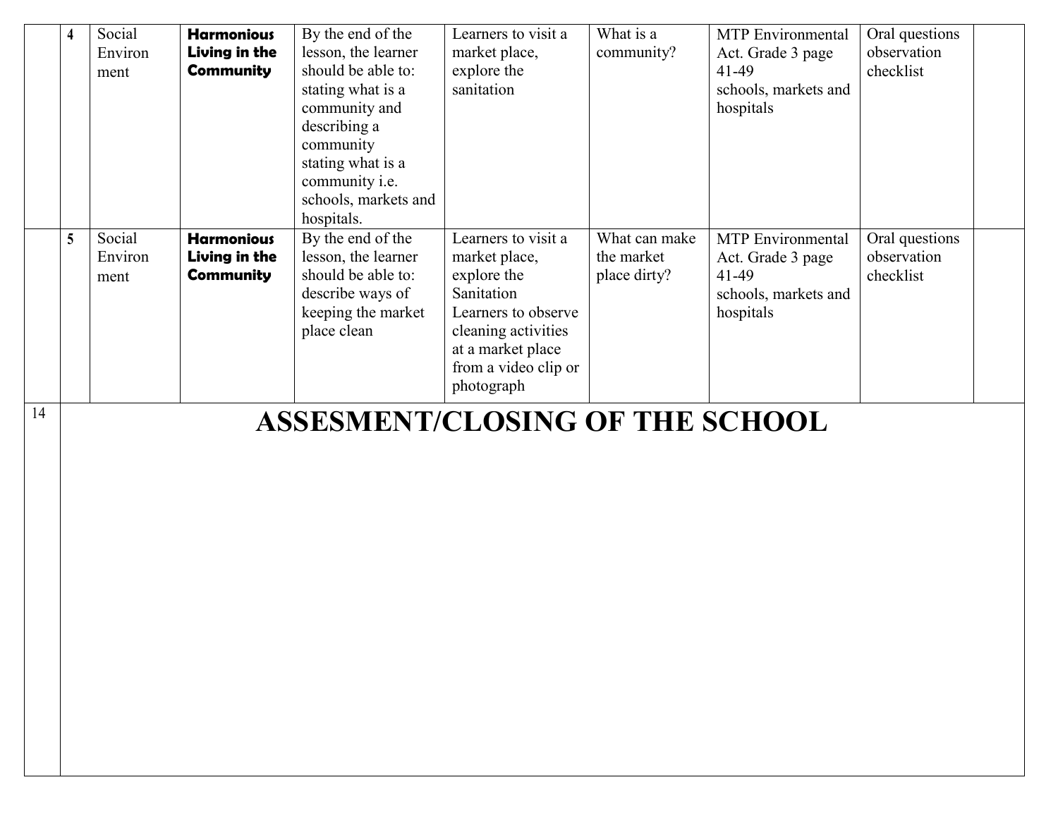| | | | | | | | | | |
|---|---|---|---|---|---|---|---|---|---|
| | 4 | Social Environment | **Harmonious Living in the Community** | By the end of the lesson, the learner should be able to: stating what is a community and describing a community stating what is a community i.e. schools, markets and hospitals. | Learners to visit a market place, explore the sanitation | What is a community? | MTP Environmental Act. Grade 3 page 41-49 schools, markets and hospitals | Oral questions observation checklist | |
| | 5 | Social Environment | **Harmonious Living in the Community** | By the end of the lesson, the learner should be able to: describe ways of keeping the market place clean | Learners to visit a market place, explore the Sanitation Learners to observe cleaning activities at a market place from a video clip or photograph | What can make the market place dirty? | MTP Environmental Act. Grade 3 page 41-49 schools, markets and hospitals | Oral questions observation checklist | |
| 14 | **ASSESMENT/CLOSING OF THE SCHOOL** | | | | | | | | |